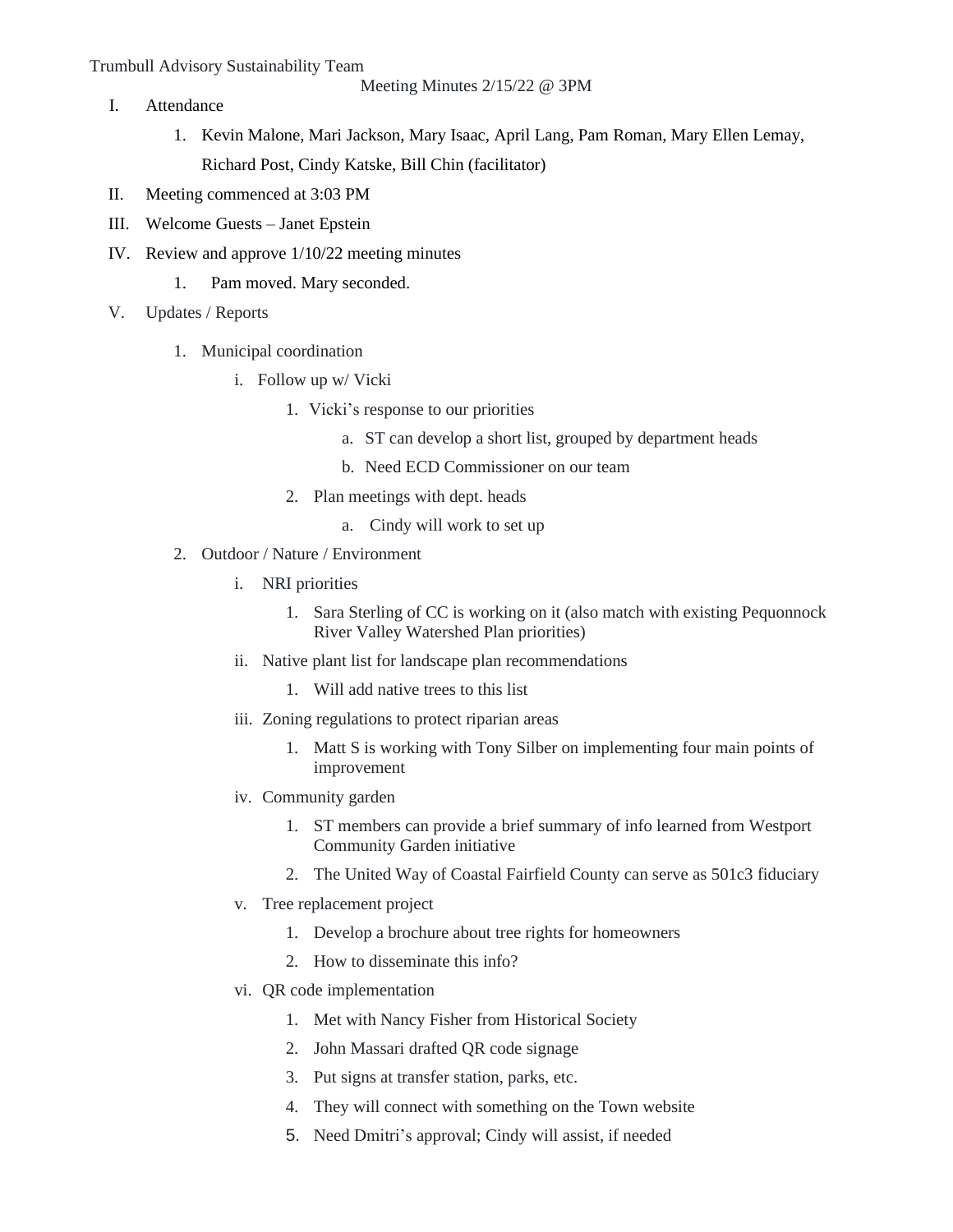Trumbull Advisory Sustainability Team

Meeting Minutes 2/15/22 @ 3PM

I. Attendance
   1. Kevin Malone, Mari Jackson, Mary Isaac, April Lang, Pam Roman, Mary Ellen Lemay, Richard Post, Cindy Katske, Bill Chin (facilitator)
II. Meeting commenced at 3:03 PM
III. Welcome Guests – Janet Epstein
IV. Review and approve 1/10/22 meeting minutes
   1. Pam moved. Mary seconded.
V. Updates / Reports
   1. Municipal coordination
      i. Follow up w/ Vicki
         1. Vicki's response to our priorities
            a. ST can develop a short list, grouped by department heads
            b. Need ECD Commissioner on our team
         2. Plan meetings with dept. heads
            a. Cindy will work to set up
   2. Outdoor / Nature / Environment
      i. NRI priorities
         1. Sara Sterling of CC is working on it (also match with existing Pequonnock River Valley Watershed Plan priorities)
      ii. Native plant list for landscape plan recommendations
         1. Will add native trees to this list
      iii. Zoning regulations to protect riparian areas
         1. Matt S is working with Tony Silber on implementing four main points of improvement
      iv. Community garden
         1. ST members can provide a brief summary of info learned from Westport Community Garden initiative
         2. The United Way of Coastal Fairfield County can serve as 501c3 fiduciary
      v. Tree replacement project
         1. Develop a brochure about tree rights for homeowners
         2. How to disseminate this info?
      vi. QR code implementation
         1. Met with Nancy Fisher from Historical Society
         2. John Massari drafted QR code signage
         3. Put signs at transfer station, parks, etc.
         4. They will connect with something on the Town website
         5. Need Dmitri's approval; Cindy will assist, if needed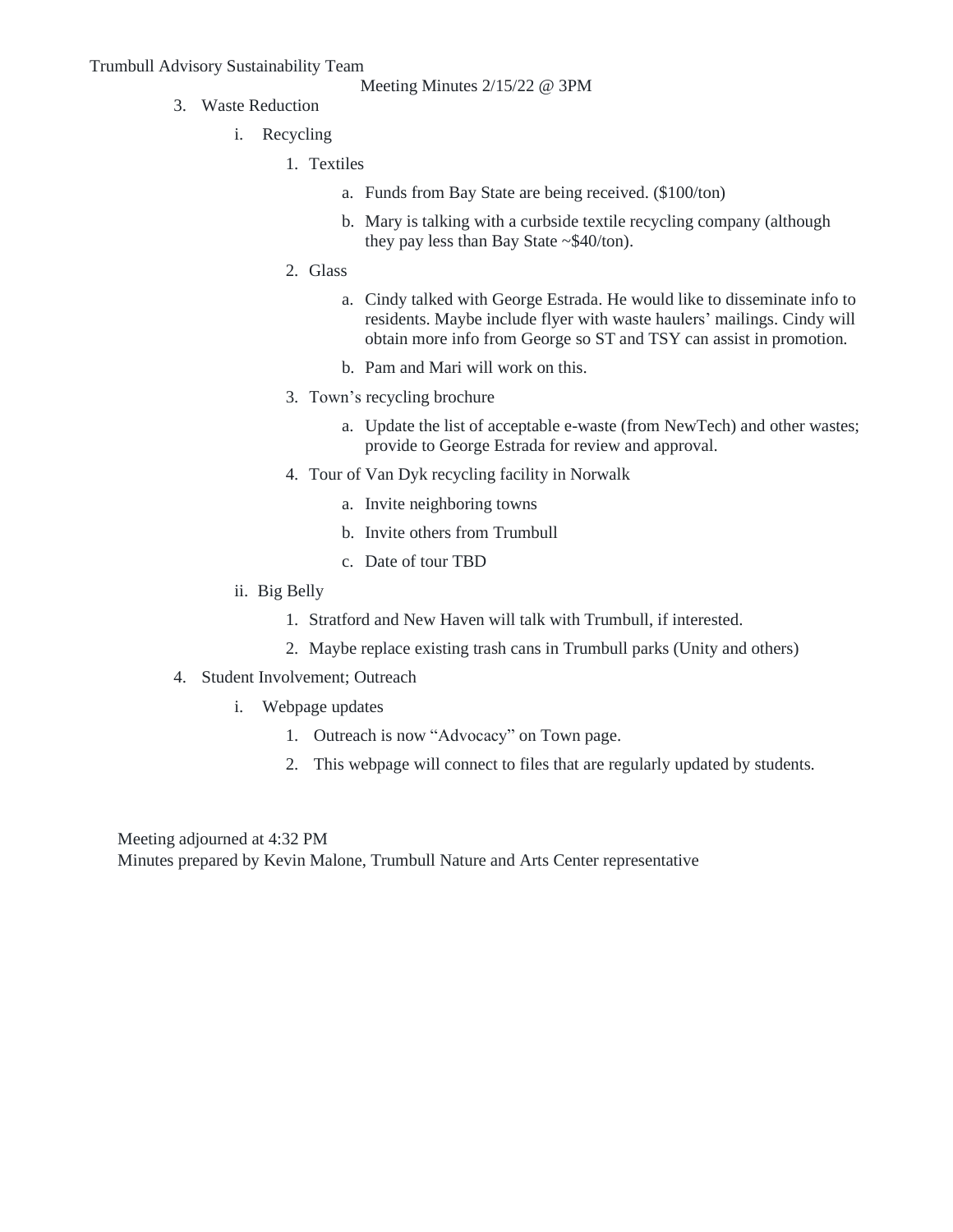3. Waste Reduction
   - i. Recycling
     1. Textiles
        - a. Funds from Bay State are being received. ($100/ton)
        - b. Mary is talking with a curbside textile recycling company (although they pay less than Bay State ~$40/ton).
     2. Glass
        - a. Cindy talked with George Estrada. He would like to disseminate info to residents. Maybe include flyer with waste haulers' mailings. Cindy will obtain more info from George so ST and TSY can assist in promotion.
        - b. Pam and Mari will work on this.
     3. Town's recycling brochure
        - a. Update the list of acceptable e-waste (from NewTech) and other wastes; provide to George Estrada for review and approval.
     4. Tour of Van Dyk recycling facility in Norwalk
        - a. Invite neighboring towns
        - b. Invite others from Trumbull
        - c. Date of tour TBD
   - ii. Big Belly
     1. Stratford and New Haven will talk with Trumbull, if interested.
     2. Maybe replace existing trash cans in Trumbull parks (Unity and others)
4. Student Involvement; Outreach
   - i. Webpage updates
     1. Outreach is now "Advocacy" on Town page.
     2. This webpage will connect to files that are regularly updated by students.

Meeting adjourned at 4:32 PM

Minutes prepared by Kevin Malone, Trumbull Nature and Arts Center representative